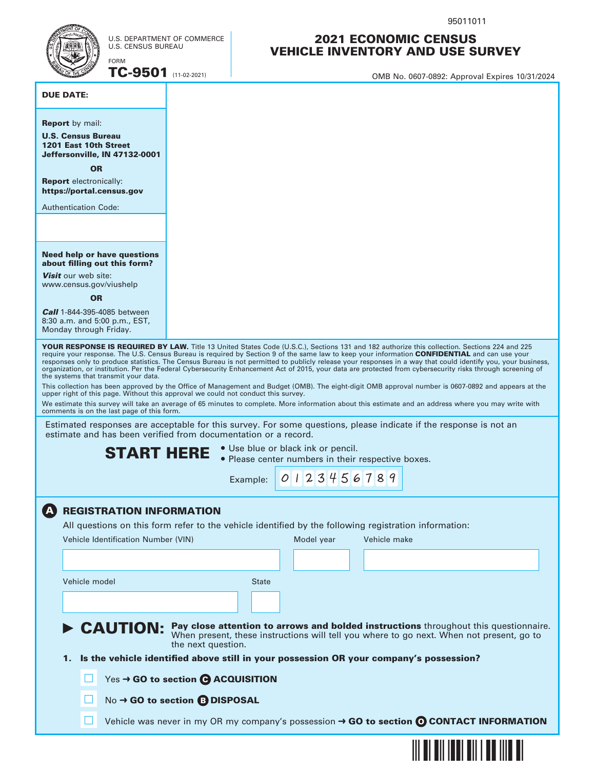95011011

U.S. DEPARTMENT OF COMMERCE
U.S. CENSUS BUREAU

FORM
**TC-9501** (11-02-2021)

# 2021 ECONOMIC CENSUS
# VEHICLE INVENTORY AND USE SURVEY

OMB No. 0607-0892: Approval Expires 10/31/2024

**DUE DATE:**

**Report** by mail:

**U.S. Census Bureau**
**1201 East 10th Street**
**Jeffersonville, IN 47132-0001**

**OR**

**Report** electronically:
**https://portal.census.gov**

Authentication Code:

**Need help or have questions about filling out this form?**

***Visit*** our web site:
www.census.gov/viushelp

**OR**

***Call*** 1-844-395-4085 between 8:30 a.m. and 5:00 p.m., EST, Monday through Friday.

**YOUR RESPONSE IS REQUIRED BY LAW.** Title 13 United States Code (U.S.C.), Sections 131 and 182 authorize this collection. Sections 224 and 225 require your response. The U.S. Census Bureau is required by Section 9 of the same law to keep your information **CONFIDENTIAL** and can use your responses only to produce statistics. The Census Bureau is not permitted to publicly release your responses in a way that could identify you, your business, organization, or institution. Per the Federal Cybersecurity Enhancement Act of 2015, your data are protected from cybersecurity risks through screening of the systems that transmit your data.

This collection has been approved by the Office of Management and Budget (OMB). The eight-digit OMB approval number is 0607-0892 and appears at the upper right of this page. Without this approval we could not conduct this survey.

We estimate this survey will take an average of 65 minutes to complete. More information about this estimate and an address where you may write with comments is on the last page of this form.

Estimated responses are acceptable for this survey. For some questions, please indicate if the response is not an estimate and has been verified from documentation or a record.

## START HERE

- Use blue or black ink or pencil.
- Please center numbers in their respective boxes.

Example: 0 1 2 3 4 5 6 7 8 9

## A REGISTRATION INFORMATION

All questions on this form refer to the vehicle identified by the following registration information:

Vehicle Identification Number (VIN)

Model year

Vehicle make

Vehicle model

State

▶ **CAUTION: Pay close attention to arrows and bolded instructions** throughout this questionnaire. When present, these instructions will tell you where to go next. When not present, go to the next question.

**1. Is the vehicle identified above still in your possession OR your company's possession?**

- ☐ Yes → **GO to section C ACQUISITION**
- ☐ No → **GO to section B DISPOSAL**
- ☐ Vehicle was never in my OR my company's possession → **GO to section O CONTACT INFORMATION**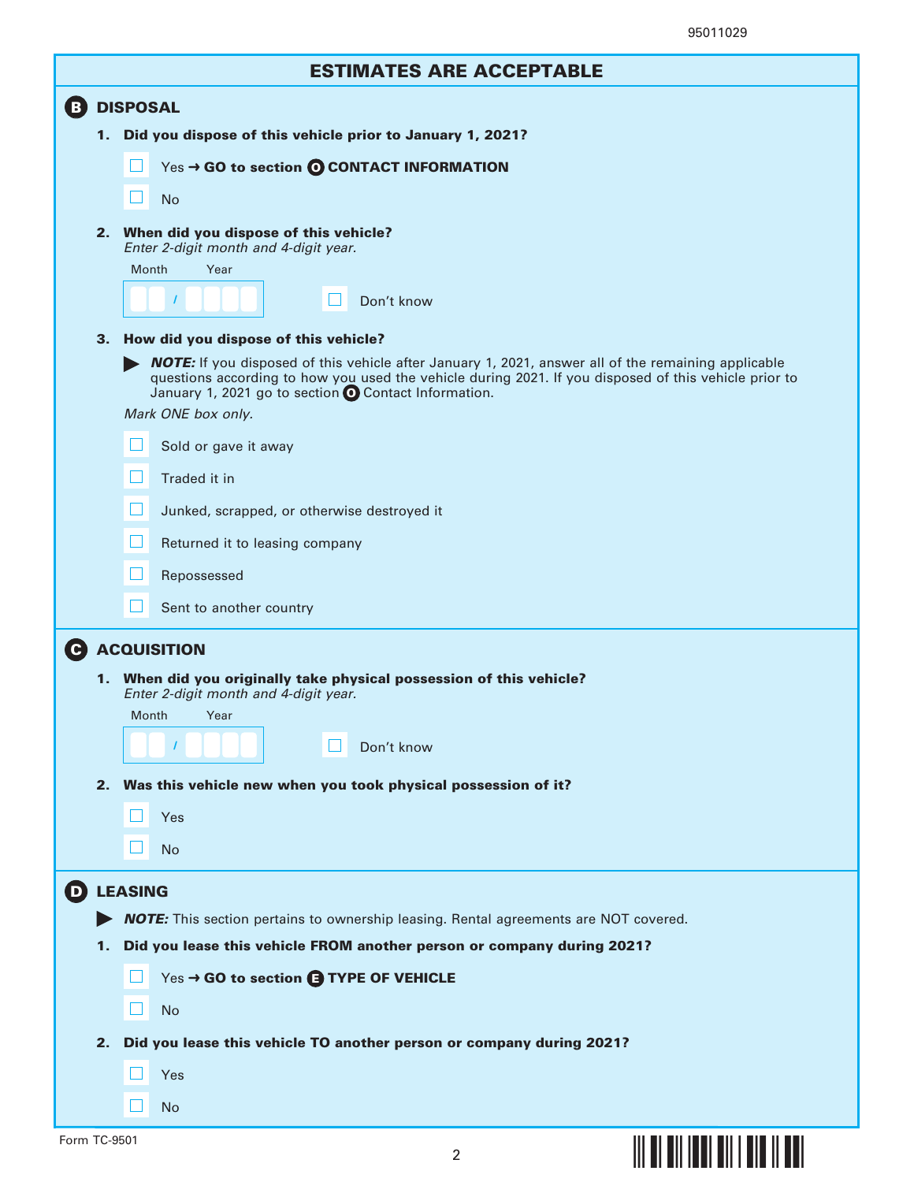## ESTIMATES ARE ACCEPTABLE

### B DISPOSAL

**1. Did you dispose of this vehicle prior to January 1, 2021?**

- ☐ Yes → **GO to section O CONTACT INFORMATION**
- ☐ No

**2. When did you dispose of this vehicle?**
*Enter 2-digit month and 4-digit year.*

Month / Year: __ __ / __ __ __ __  ☐ Don't know

**3. How did you dispose of this vehicle?**

▶ ***NOTE:*** If you disposed of this vehicle after January 1, 2021, answer all of the remaining applicable questions according to how you used the vehicle during 2021. If you disposed of this vehicle prior to January 1, 2021 go to section O Contact Information.

*Mark ONE box only.*

- ☐ Sold or gave it away
- ☐ Traded it in
- ☐ Junked, scrapped, or otherwise destroyed it
- ☐ Returned it to leasing company
- ☐ Repossessed
- ☐ Sent to another country

### C ACQUISITION

**1. When did you originally take physical possession of this vehicle?**
*Enter 2-digit month and 4-digit year.*

Month / Year: __ __ / __ __ __ __  ☐ Don't know

**2. Was this vehicle new when you took physical possession of it?**

- ☐ Yes
- ☐ No

### D LEASING

▶ ***NOTE:*** This section pertains to ownership leasing. Rental agreements are NOT covered.

**1. Did you lease this vehicle FROM another person or company during 2021?**

- ☐ Yes → **GO to section E TYPE OF VEHICLE**
- ☐ No

**2. Did you lease this vehicle TO another person or company during 2021?**

- ☐ Yes
- ☐ No

Form TC-9501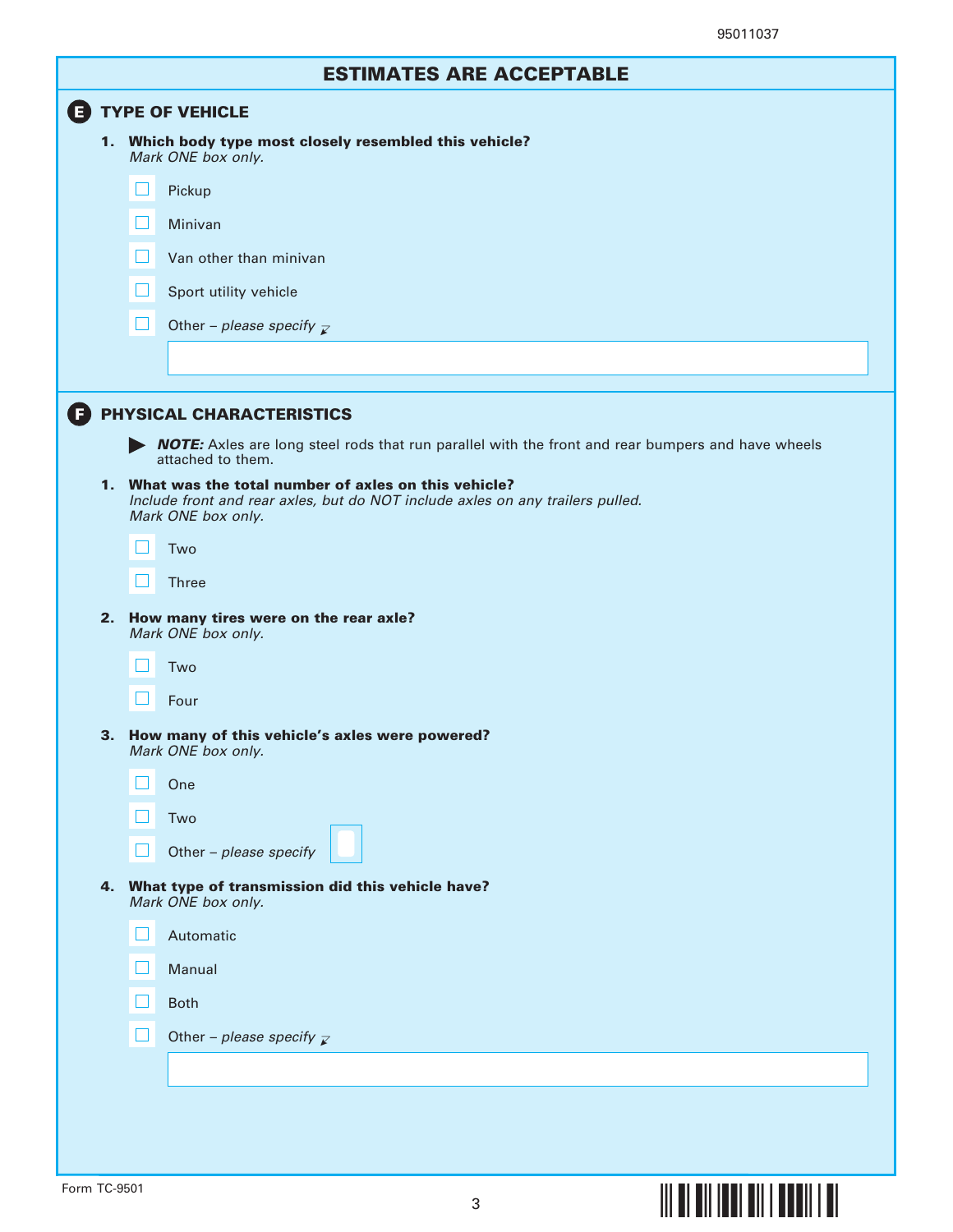## ESTIMATES ARE ACCEPTABLE

### E TYPE OF VEHICLE

1. **Which body type most closely resembled this vehicle?**
   *Mark ONE box only.*

   - ☐ Pickup
   - ☐ Minivan
   - ☐ Van other than minivan
   - ☐ Sport utility vehicle
   - ☐ Other – *please specify*

### F PHYSICAL CHARACTERISTICS

▶ ***NOTE:*** Axles are long steel rods that run parallel with the front and rear bumpers and have wheels attached to them.

1. **What was the total number of axles on this vehicle?**
   *Include front and rear axles, but do NOT include axles on any trailers pulled.*
   *Mark ONE box only.*

   - ☐ Two
   - ☐ Three

2. **How many tires were on the rear axle?**
   *Mark ONE box only.*

   - ☐ Two
   - ☐ Four

3. **How many of this vehicle's axles were powered?**
   *Mark ONE box only.*

   - ☐ One
   - ☐ Two
   - ☐ Other – *please specify*

4. **What type of transmission did this vehicle have?**
   *Mark ONE box only.*

   - ☐ Automatic
   - ☐ Manual
   - ☐ Both
   - ☐ Other – *please specify*

Form TC-9501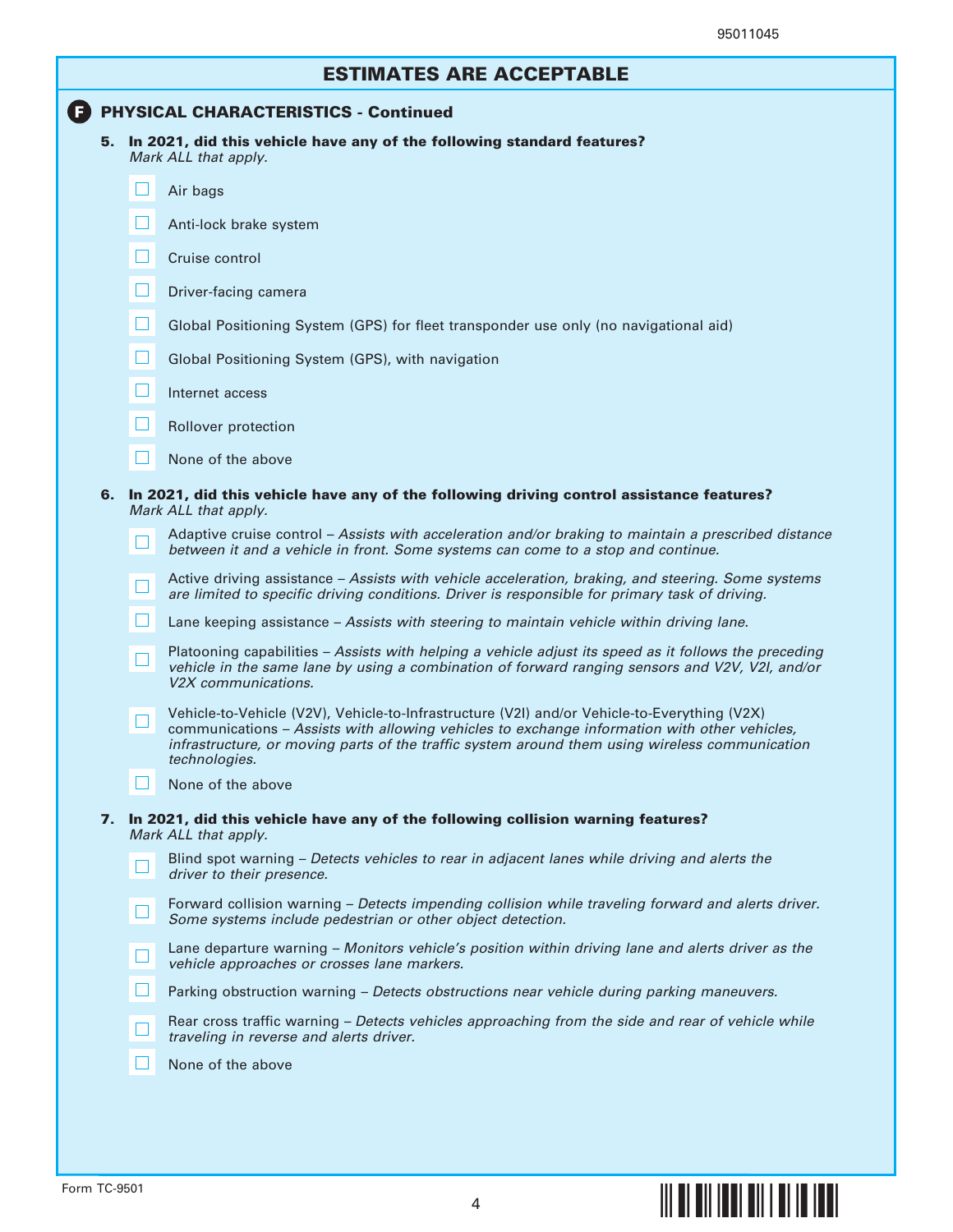## ESTIMATES ARE ACCEPTABLE

### F PHYSICAL CHARACTERISTICS - Continued

**5. In 2021, did this vehicle have any of the following standard features?**
*Mark ALL that apply.*

- ☐ Air bags
- ☐ Anti-lock brake system
- ☐ Cruise control
- ☐ Driver-facing camera
- ☐ Global Positioning System (GPS) for fleet transponder use only (no navigational aid)
- ☐ Global Positioning System (GPS), with navigation
- ☐ Internet access
- ☐ Rollover protection
- ☐ None of the above

**6. In 2021, did this vehicle have any of the following driving control assistance features?**
*Mark ALL that apply.*

- ☐ Adaptive cruise control – *Assists with acceleration and/or braking to maintain a prescribed distance between it and a vehicle in front. Some systems can come to a stop and continue.*
- ☐ Active driving assistance – *Assists with vehicle acceleration, braking, and steering. Some systems are limited to specific driving conditions. Driver is responsible for primary task of driving.*
- ☐ Lane keeping assistance – *Assists with steering to maintain vehicle within driving lane.*
- ☐ Platooning capabilities – *Assists with helping a vehicle adjust its speed as it follows the preceding vehicle in the same lane by using a combination of forward ranging sensors and V2V, V2I, and/or V2X communications.*
- ☐ Vehicle-to-Vehicle (V2V), Vehicle-to-Infrastructure (V2I) and/or Vehicle-to-Everything (V2X) communications – *Assists with allowing vehicles to exchange information with other vehicles, infrastructure, or moving parts of the traffic system around them using wireless communication technologies.*
- ☐ None of the above

**7. In 2021, did this vehicle have any of the following collision warning features?**
*Mark ALL that apply.*

- ☐ Blind spot warning – *Detects vehicles to rear in adjacent lanes while driving and alerts the driver to their presence.*
- ☐ Forward collision warning – *Detects impending collision while traveling forward and alerts driver. Some systems include pedestrian or other object detection.*
- ☐ Lane departure warning – *Monitors vehicle's position within driving lane and alerts driver as the vehicle approaches or crosses lane markers.*
- ☐ Parking obstruction warning – *Detects obstructions near vehicle during parking maneuvers.*
- ☐ Rear cross traffic warning – *Detects vehicles approaching from the side and rear of vehicle while traveling in reverse and alerts driver.*
- ☐ None of the above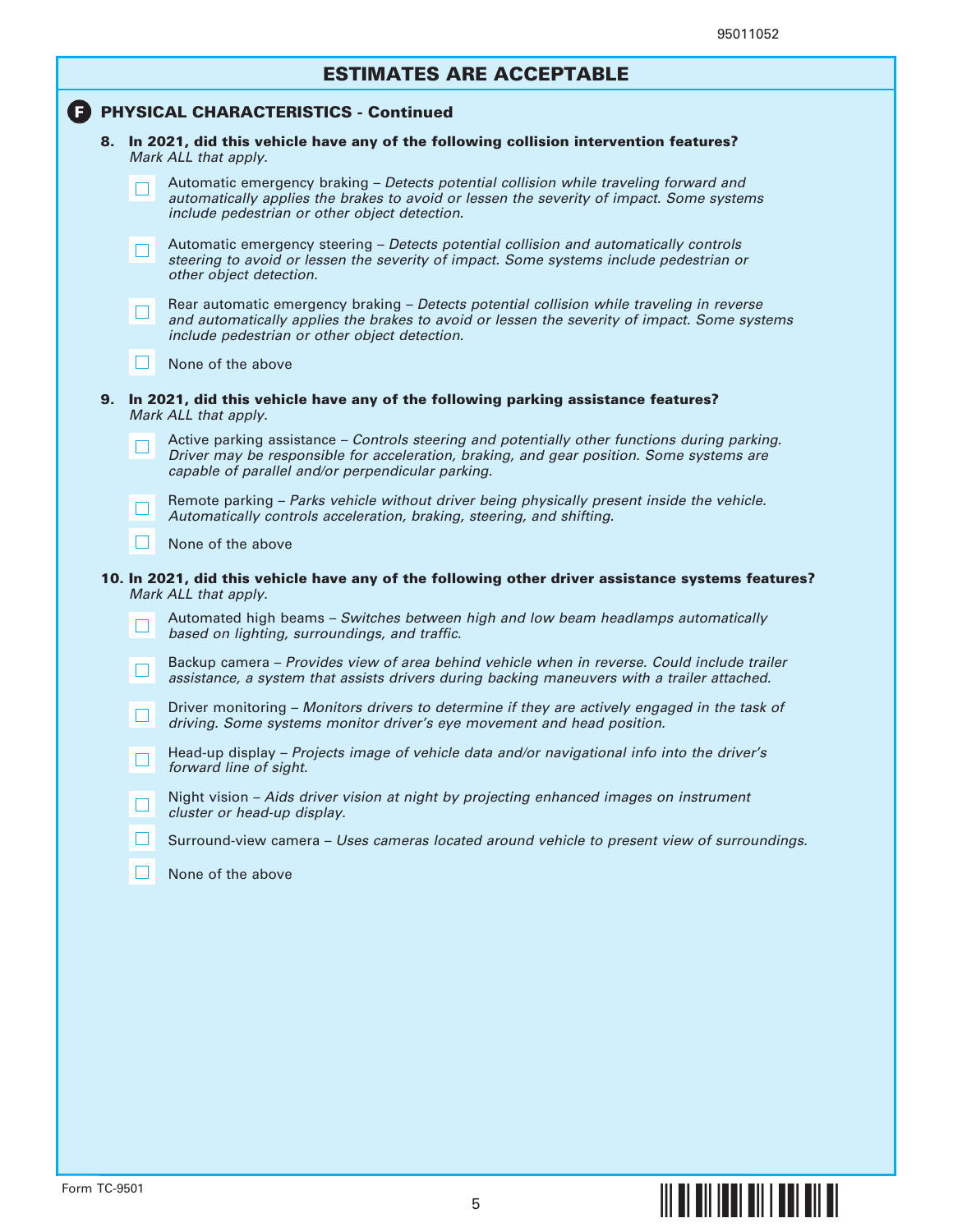## ESTIMATES ARE ACCEPTABLE

### F PHYSICAL CHARACTERISTICS - Continued

**8. In 2021, did this vehicle have any of the following collision intervention features?**
*Mark ALL that apply.*

- ☐ Automatic emergency braking – *Detects potential collision while traveling forward and automatically applies the brakes to avoid or lessen the severity of impact. Some systems include pedestrian or other object detection.*
- ☐ Automatic emergency steering – *Detects potential collision and automatically controls steering to avoid or lessen the severity of impact. Some systems include pedestrian or other object detection.*
- ☐ Rear automatic emergency braking – *Detects potential collision while traveling in reverse and automatically applies the brakes to avoid or lessen the severity of impact. Some systems include pedestrian or other object detection.*
- ☐ None of the above

**9. In 2021, did this vehicle have any of the following parking assistance features?**
*Mark ALL that apply.*

- ☐ Active parking assistance – *Controls steering and potentially other functions during parking. Driver may be responsible for acceleration, braking, and gear position. Some systems are capable of parallel and/or perpendicular parking.*
- ☐ Remote parking – *Parks vehicle without driver being physically present inside the vehicle. Automatically controls acceleration, braking, steering, and shifting.*
- ☐ None of the above

**10. In 2021, did this vehicle have any of the following other driver assistance systems features?**
*Mark ALL that apply.*

- ☐ Automated high beams – *Switches between high and low beam headlamps automatically based on lighting, surroundings, and traffic.*
- ☐ Backup camera – *Provides view of area behind vehicle when in reverse. Could include trailer assistance, a system that assists drivers during backing maneuvers with a trailer attached.*
- ☐ Driver monitoring – *Monitors drivers to determine if they are actively engaged in the task of driving. Some systems monitor driver's eye movement and head position.*
- ☐ Head-up display – *Projects image of vehicle data and/or navigational info into the driver's forward line of sight.*
- ☐ Night vision – *Aids driver vision at night by projecting enhanced images on instrument cluster or head-up display.*
- ☐ Surround-view camera – *Uses cameras located around vehicle to present view of surroundings.*
- ☐ None of the above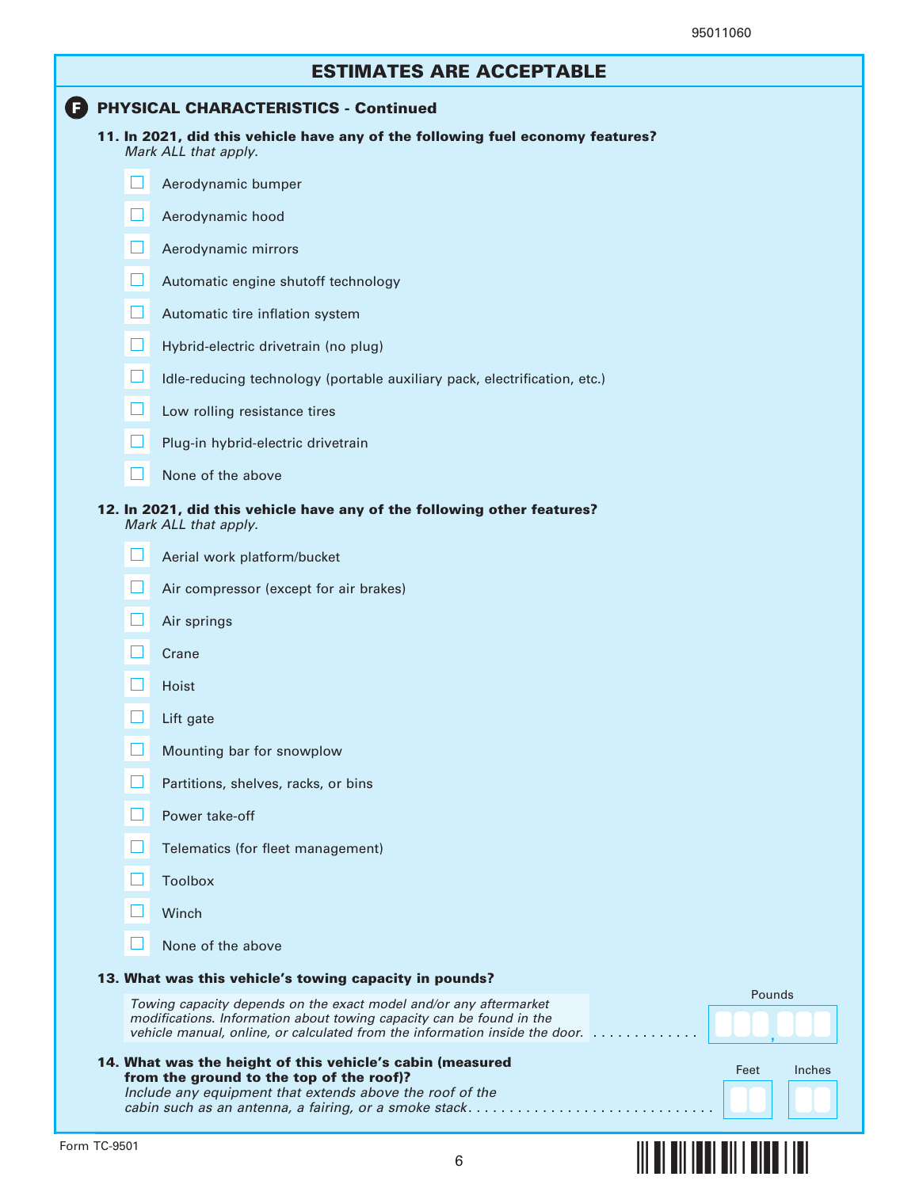## ESTIMATES ARE ACCEPTABLE

### F PHYSICAL CHARACTERISTICS - Continued

**11. In 2021, did this vehicle have any of the following fuel economy features?**
*Mark ALL that apply.*

- ☐ Aerodynamic bumper
- ☐ Aerodynamic hood
- ☐ Aerodynamic mirrors
- ☐ Automatic engine shutoff technology
- ☐ Automatic tire inflation system
- ☐ Hybrid-electric drivetrain (no plug)
- ☐ Idle-reducing technology (portable auxiliary pack, electrification, etc.)
- ☐ Low rolling resistance tires
- ☐ Plug-in hybrid-electric drivetrain
- ☐ None of the above

**12. In 2021, did this vehicle have any of the following other features?**
*Mark ALL that apply.*

- ☐ Aerial work platform/bucket
- ☐ Air compressor (except for air brakes)
- ☐ Air springs
- ☐ Crane
- ☐ Hoist
- ☐ Lift gate
- ☐ Mounting bar for snowplow
- ☐ Partitions, shelves, racks, or bins
- ☐ Power take-off
- ☐ Telematics (for fleet management)
- ☐ Toolbox
- ☐ Winch
- ☐ None of the above

**13. What was this vehicle's towing capacity in pounds?**

*Towing capacity depends on the exact model and/or any aftermarket modifications. Information about towing capacity can be found in the vehicle manual, online, or calculated from the information inside the door.* . . . . . . . . . . . . . Pounds: ☐☐☐,☐☐☐

**14. What was the height of this vehicle's cabin (measured from the ground to the top of the roof)?**
*Include any equipment that extends above the roof of the cabin such as an antenna, a fairing, or a smoke stack*. . . . . . . . . . . . . . . . . . . . . . . . . . . . . . Feet: ☐☐ Inches: ☐☐

Form TC-9501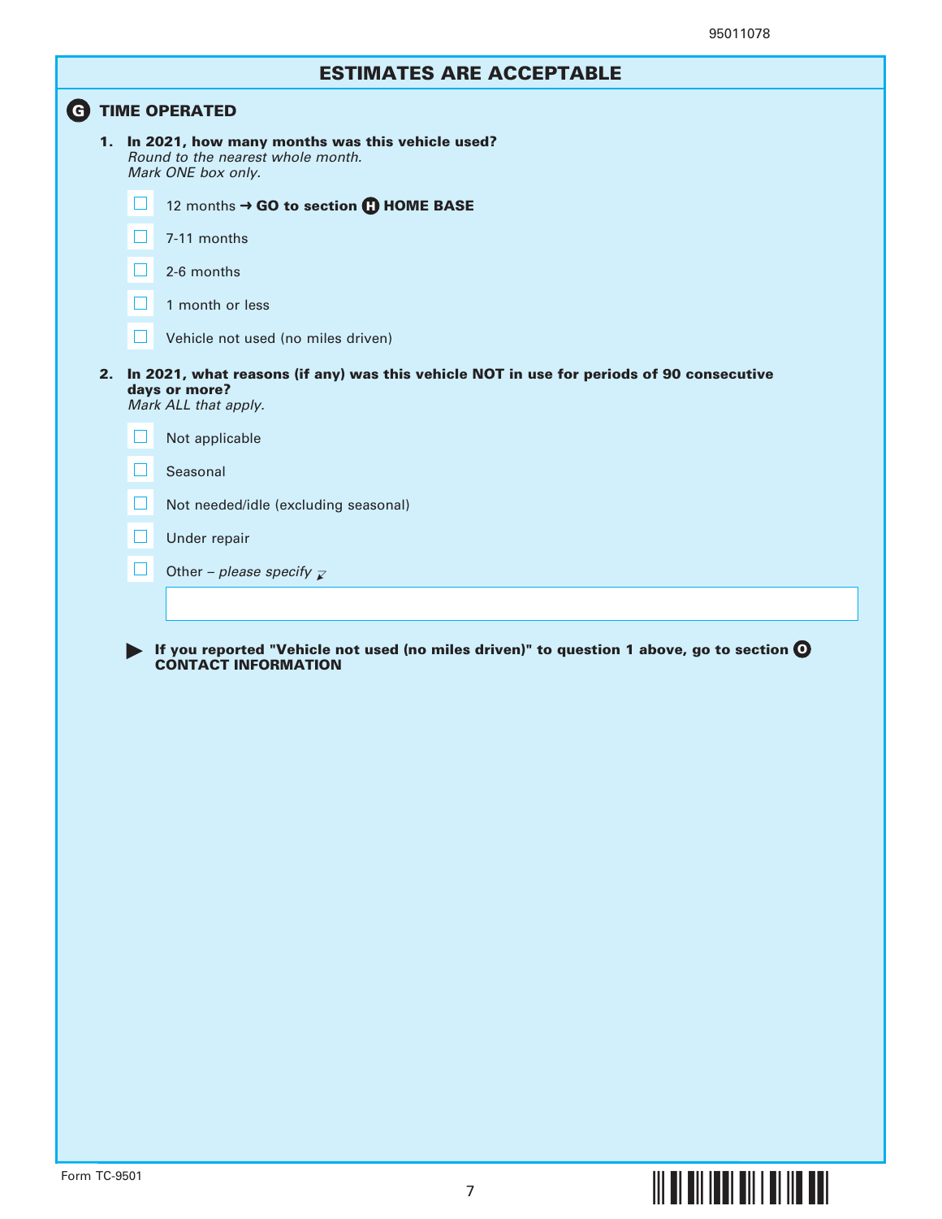## ESTIMATES ARE ACCEPTABLE

### G TIME OPERATED

**1. In 2021, how many months was this vehicle used?**
*Round to the nearest whole month.*
*Mark ONE box only.*

- ☐ 12 months ➜ **GO to section H HOME BASE**
- ☐ 7-11 months
- ☐ 2-6 months
- ☐ 1 month or less
- ☐ Vehicle not used (no miles driven)

**2. In 2021, what reasons (if any) was this vehicle NOT in use for periods of 90 consecutive days or more?**
*Mark ALL that apply.*

- ☐ Not applicable
- ☐ Seasonal
- ☐ Not needed/idle (excluding seasonal)
- ☐ Under repair
- ☐ Other – *please specify*

▶ **If you reported "Vehicle not used (no miles driven)" to question 1 above, go to section O CONTACT INFORMATION**

Form TC-9501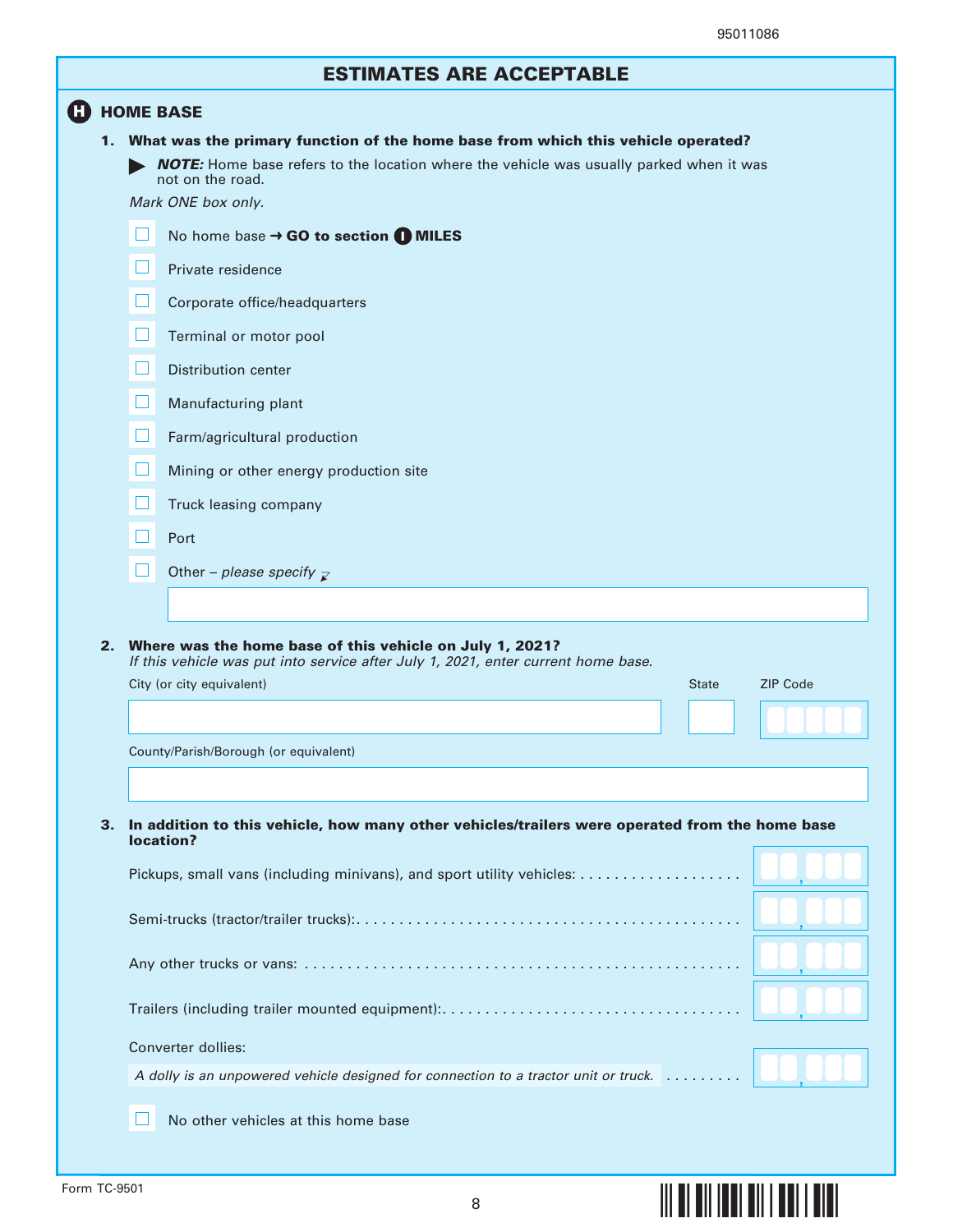95011086

## ESTIMATES ARE ACCEPTABLE

### H HOME BASE

**1. What was the primary function of the home base from which this vehicle operated?**

▶ ***NOTE:*** Home base refers to the location where the vehicle was usually parked when it was not on the road.

*Mark ONE box only.*

- ☐ No home base → **GO to section I MILES**
- ☐ Private residence
- ☐ Corporate office/headquarters
- ☐ Terminal or motor pool
- ☐ Distribution center
- ☐ Manufacturing plant
- ☐ Farm/agricultural production
- ☐ Mining or other energy production site
- ☐ Truck leasing company
- ☐ Port
- ☐ Other – *please specify*

______________________________

**2. Where was the home base of this vehicle on July 1, 2021?**
*If this vehicle was put into service after July 1, 2021, enter current home base.*

City (or city equivalent) ______________________ State ____ ZIP Code _____

County/Parish/Borough (or equivalent) ______________________

**3. In addition to this vehicle, how many other vehicles/trailers were operated from the home base location?**

Pickups, small vans (including minivans), and sport utility vehicles: . . . . . . . . . . . . . . . . . . . . __,___

Semi-trucks (tractor/trailer trucks):. . . . . . . . . . . . . . . . . . . . . . . . . . . . . . . . . . . . . . . . . . . . __,___

Any other trucks or vans: . . . . . . . . . . . . . . . . . . . . . . . . . . . . . . . . . . . . . . . . . . . . . . . . . . __,___

Trailers (including trailer mounted equipment):. . . . . . . . . . . . . . . . . . . . . . . . . . . . . . . . . . . __,___

Converter dollies:
*A dolly is an unpowered vehicle designed for connection to a tractor unit or truck.* . . . . . . . . . __,___

☐ No other vehicles at this home base

Form TC-9501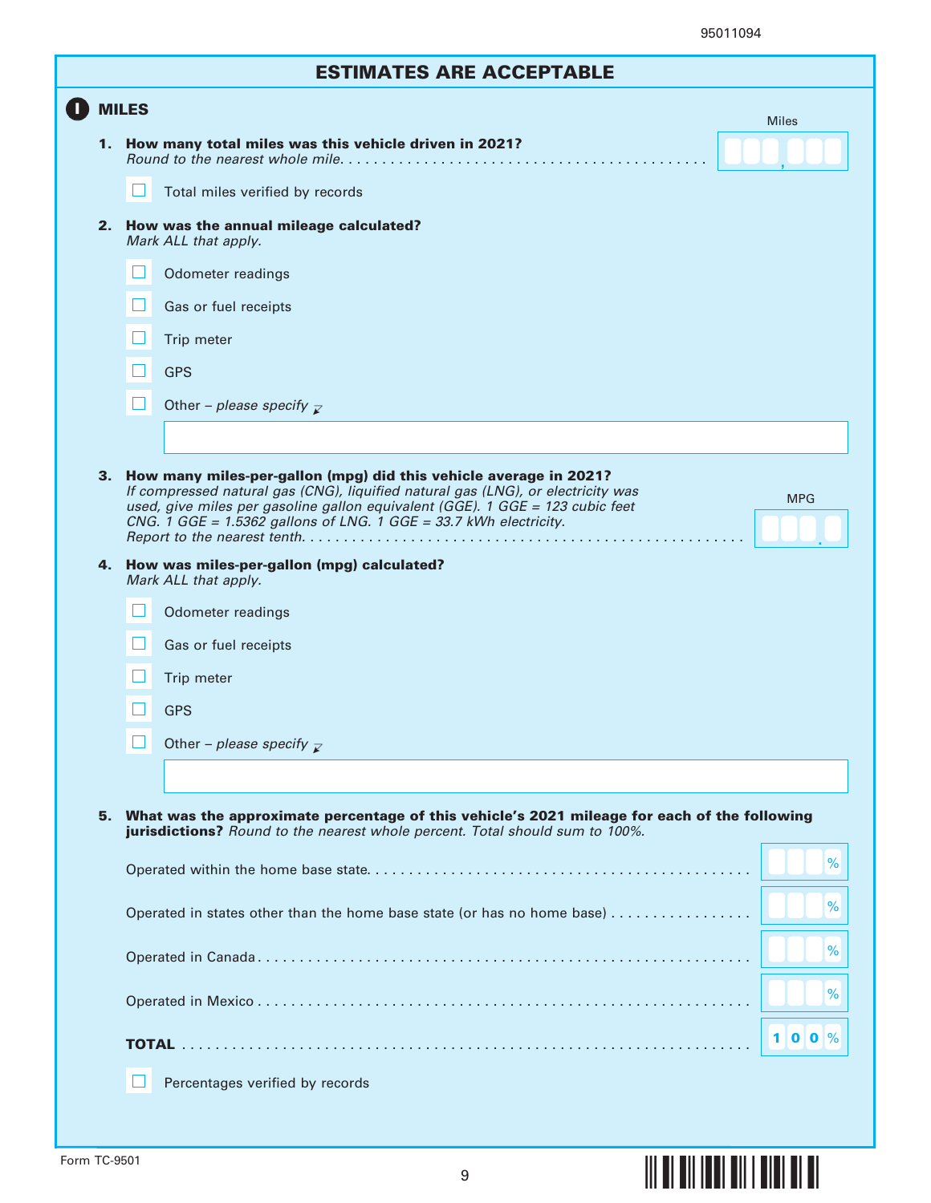95011094

## ESTIMATES ARE ACCEPTABLE

### I MILES

**1. How many total miles was this vehicle driven in 2021?**
*Round to the nearest whole mile.* . . . . . . . . . . . . . . . . . . . . . . . . . . . . . . . . . . . . . . . . . Miles: ___,___

☐ Total miles verified by records

**2. How was the annual mileage calculated?**
*Mark ALL that apply.*

☐ Odometer readings

☐ Gas or fuel receipts

☐ Trip meter

☐ GPS

☐ Other – *please specify*

**3. How many miles-per-gallon (mpg) did this vehicle average in 2021?**
*If compressed natural gas (CNG), liquified natural gas (LNG), or electricity was used, give miles per gasoline gallon equivalent (GGE). 1 GGE = 123 cubic feet CNG. 1 GGE = 1.5362 gallons of LNG. 1 GGE = 33.7 kWh electricity. Report to the nearest tenth.* . . . . . . . . . . . . . . . . . . . . . . . . . . . . . . . . . . . . MPG: ___.___

**4. How was miles-per-gallon (mpg) calculated?**
*Mark ALL that apply.*

☐ Odometer readings

☐ Gas or fuel receipts

☐ Trip meter

☐ GPS

☐ Other – *please specify*

**5. What was the approximate percentage of this vehicle's 2021 mileage for each of the following jurisdictions?** *Round to the nearest whole percent. Total should sum to 100%.*

| Jurisdiction | % |
|---|---|
| Operated within the home base state | ___% |
| Operated in states other than the home base state (or has no home base) | ___% |
| Operated in Canada | ___% |
| Operated in Mexico | ___% |
| **TOTAL** | 100% |

☐ Percentages verified by records

Form TC-9501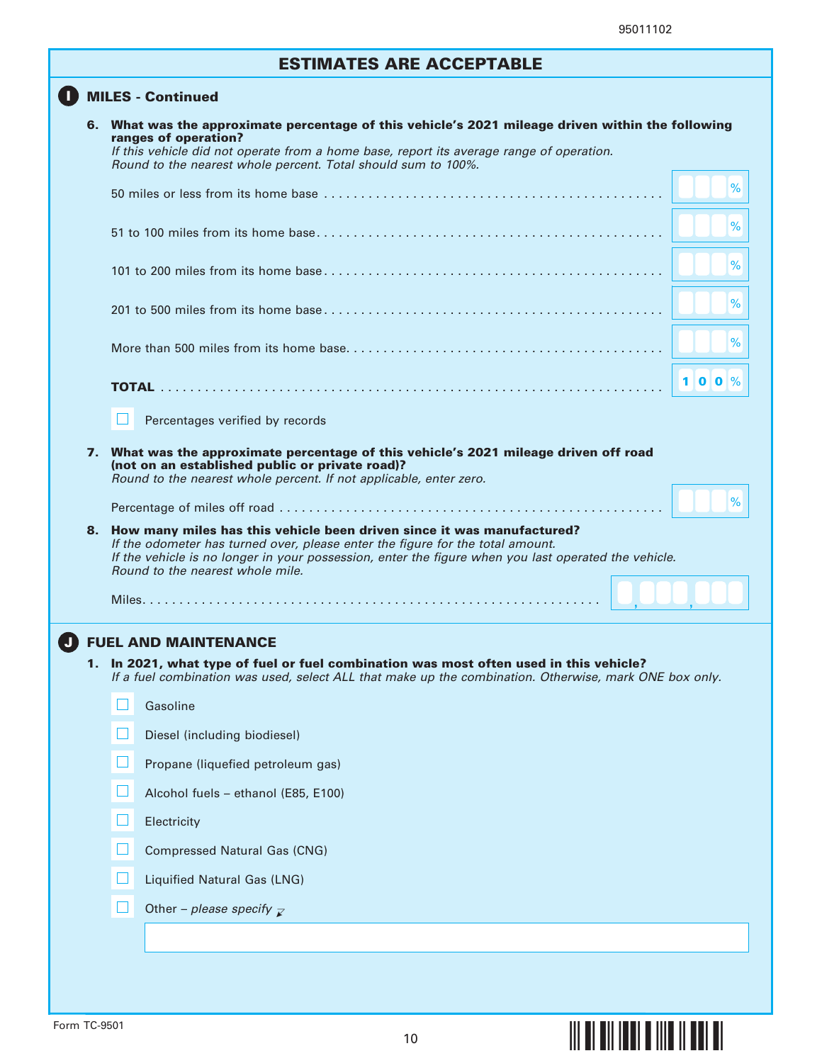95011102

## ESTIMATES ARE ACCEPTABLE

### I MILES - Continued

**6. What was the approximate percentage of this vehicle's 2021 mileage driven within the following ranges of operation?**
*If this vehicle did not operate from a home base, report its average range of operation.*
*Round to the nearest whole percent. Total should sum to 100%.*

| Range | Percent |
|---|---|
| 50 miles or less from its home base | ___ % |
| 51 to 100 miles from its home base | ___ % |
| 101 to 200 miles from its home base | ___ % |
| 201 to 500 miles from its home base | ___ % |
| More than 500 miles from its home base | ___ % |
| **TOTAL** | 1 0 0 % |

☐ Percentages verified by records

**7. What was the approximate percentage of this vehicle's 2021 mileage driven off road (not on an established public or private road)?**
*Round to the nearest whole percent. If not applicable, enter zero.*

Percentage of miles off road ___ %

**8. How many miles has this vehicle been driven since it was manufactured?**
*If the odometer has turned over, please enter the figure for the total amount.*
*If the vehicle is no longer in your possession, enter the figure when you last operated the vehicle.*
*Round to the nearest whole mile.*

Miles _ , _ _ _ , _ _ _

### J FUEL AND MAINTENANCE

**1. In 2021, what type of fuel or fuel combination was most often used in this vehicle?**
*If a fuel combination was used, select ALL that make up the combination. Otherwise, mark ONE box only.*

☐ Gasoline

☐ Diesel (including biodiesel)

☐ Propane (liquefied petroleum gas)

☐ Alcohol fuels – ethanol (E85, E100)

☐ Electricity

☐ Compressed Natural Gas (CNG)

☐ Liquified Natural Gas (LNG)

☐ Other – *please specify*

Form TC-9501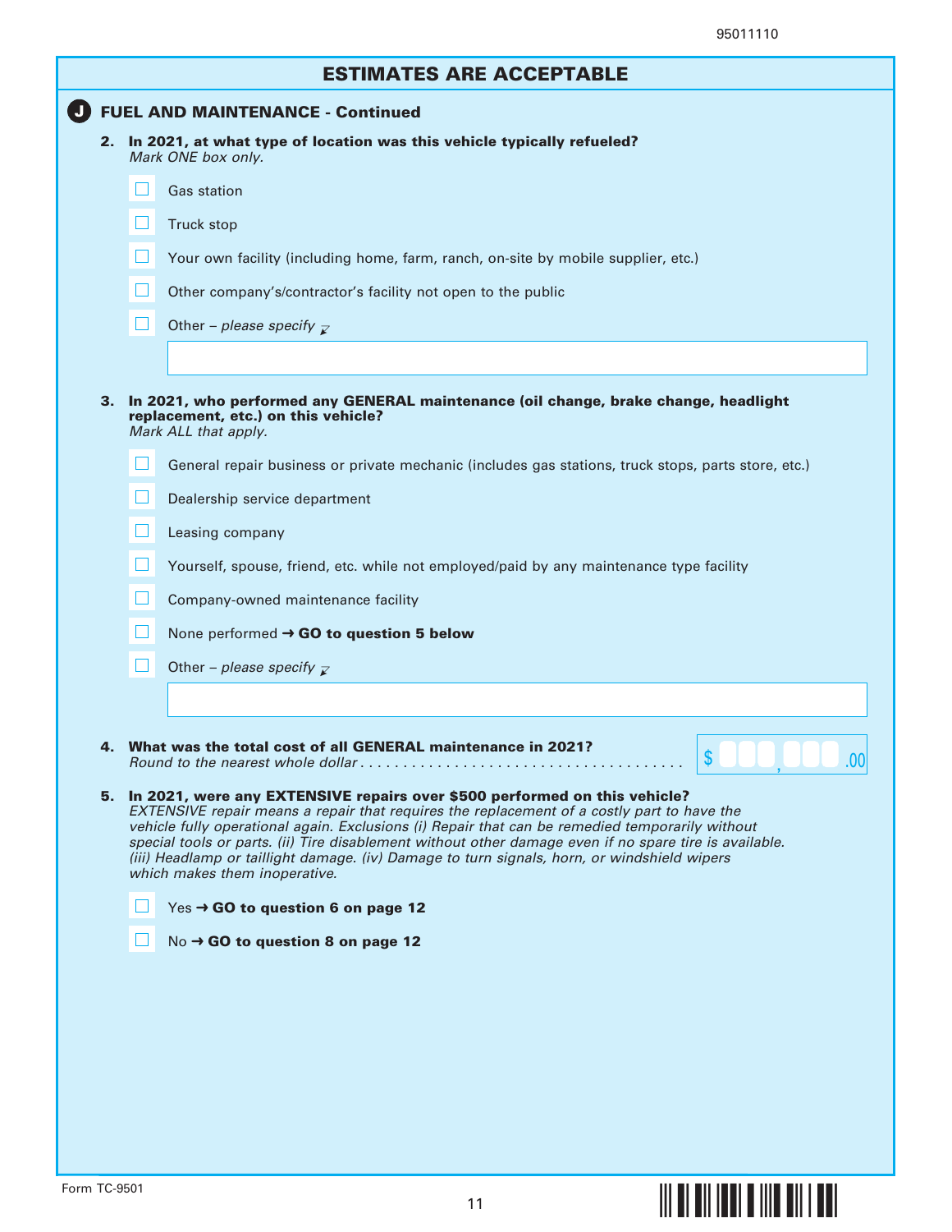95011110

## ESTIMATES ARE ACCEPTABLE

### J FUEL AND MAINTENANCE - Continued

**2. In 2021, at what type of location was this vehicle typically refueled?**
*Mark ONE box only.*

- ☐ Gas station
- ☐ Truck stop
- ☐ Your own facility (including home, farm, ranch, on-site by mobile supplier, etc.)
- ☐ Other company's/contractor's facility not open to the public
- ☐ Other – *please specify*

______________________________

**3. In 2021, who performed any GENERAL maintenance (oil change, brake change, headlight replacement, etc.) on this vehicle?**
*Mark ALL that apply.*

- ☐ General repair business or private mechanic (includes gas stations, truck stops, parts store, etc.)
- ☐ Dealership service department
- ☐ Leasing company
- ☐ Yourself, spouse, friend, etc. while not employed/paid by any maintenance type facility
- ☐ Company-owned maintenance facility
- ☐ None performed → **GO to question 5 below**
- ☐ Other – *please specify*

______________________________

**4. What was the total cost of all GENERAL maintenance in 2021?**
*Round to the nearest whole dollar* . . . . . . . . . . . . . . . . . . . . . . . . . . . . . . . . . . . . . $ ___ , ___ .00

**5. In 2021, were any EXTENSIVE repairs over $500 performed on this vehicle?**
*EXTENSIVE repair means a repair that requires the replacement of a costly part to have the vehicle fully operational again. Exclusions (i) Repair that can be remedied temporarily without special tools or parts. (ii) Tire disablement without other damage even if no spare tire is available. (iii) Headlamp or taillight damage. (iv) Damage to turn signals, horn, or windshield wipers which makes them inoperative.*

- ☐ Yes → **GO to question 6 on page 12**
- ☐ No → **GO to question 8 on page 12**

Form TC-9501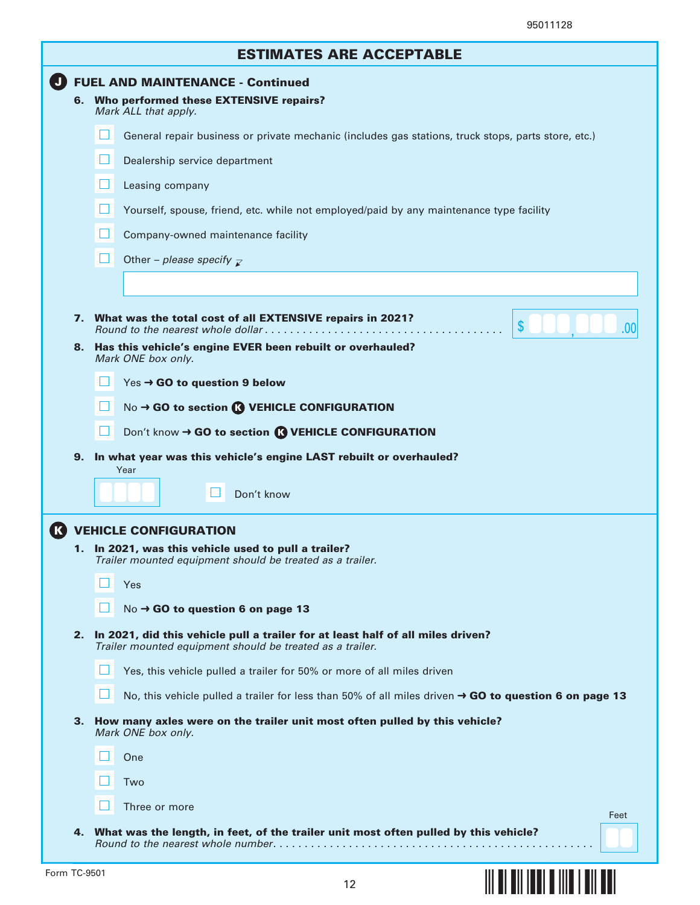95011128

## ESTIMATES ARE ACCEPTABLE

### J FUEL AND MAINTENANCE - Continued

**6. Who performed these EXTENSIVE repairs?**
*Mark ALL that apply.*

- ☐ General repair business or private mechanic (includes gas stations, truck stops, parts store, etc.)
- ☐ Dealership service department
- ☐ Leasing company
- ☐ Yourself, spouse, friend, etc. while not employed/paid by any maintenance type facility
- ☐ Company-owned maintenance facility
- ☐ Other – *please specify*

\_\_\_\_\_\_\_\_\_\_\_\_\_\_\_\_\_\_\_\_

**7. What was the total cost of all EXTENSIVE repairs in 2021?**
*Round to the nearest whole dollar* . . . . . . $ \_\_\_,\_\_\_.00

**8. Has this vehicle's engine EVER been rebuilt or overhauled?**
*Mark ONE box only.*

- ☐ Yes → **GO to question 9 below**
- ☐ No → **GO to section K VEHICLE CONFIGURATION**
- ☐ Don't know → **GO to section K VEHICLE CONFIGURATION**

**9. In what year was this vehicle's engine LAST rebuilt or overhauled?**

Year \_\_\_\_ ☐ Don't know

### K VEHICLE CONFIGURATION

**1. In 2021, was this vehicle used to pull a trailer?**
*Trailer mounted equipment should be treated as a trailer.*

- ☐ Yes
- ☐ No → **GO to question 6 on page 13**

**2. In 2021, did this vehicle pull a trailer for at least half of all miles driven?**
*Trailer mounted equipment should be treated as a trailer.*

- ☐ Yes, this vehicle pulled a trailer for 50% or more of all miles driven
- ☐ No, this vehicle pulled a trailer for less than 50% of all miles driven → **GO to question 6 on page 13**

**3. How many axles were on the trailer unit most often pulled by this vehicle?**
*Mark ONE box only.*

- ☐ One
- ☐ Two
- ☐ Three or more

**4. What was the length, in feet, of the trailer unit most often pulled by this vehicle?**
*Round to the nearest whole number.* . . . . . . Feet \_\_

Form TC-9501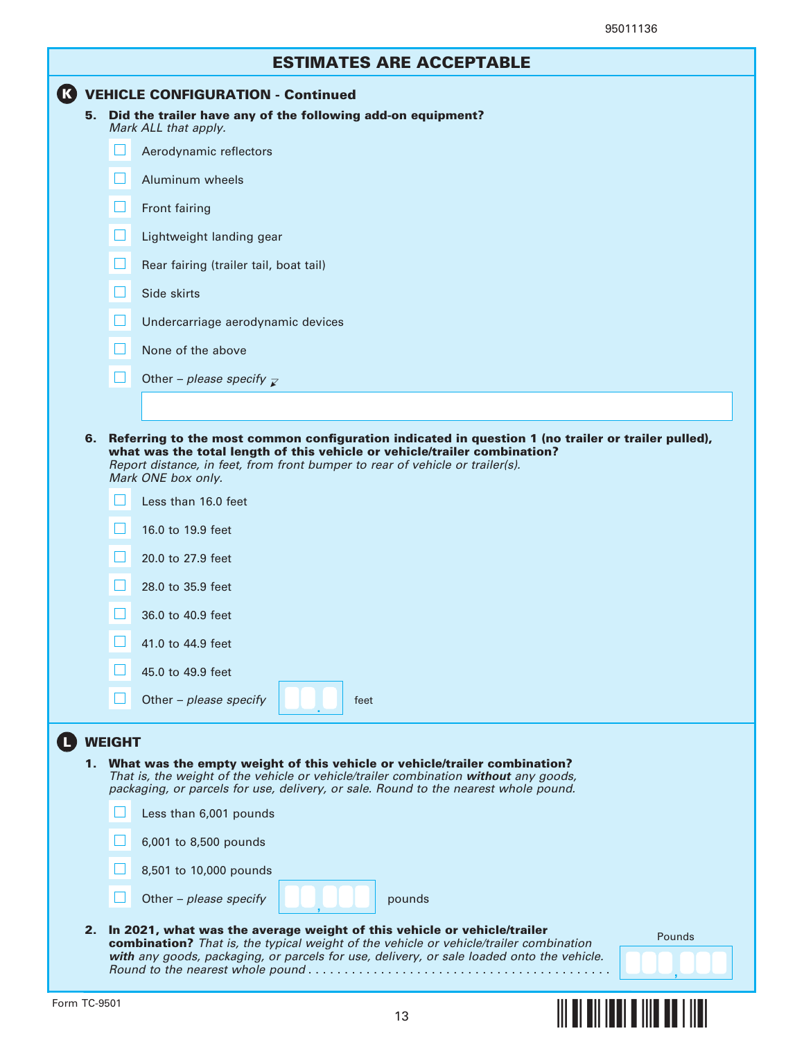## ESTIMATES ARE ACCEPTABLE

### K VEHICLE CONFIGURATION - Continued

**5. Did the trailer have any of the following add-on equipment?**
*Mark ALL that apply.*

- ☐ Aerodynamic reflectors
- ☐ Aluminum wheels
- ☐ Front fairing
- ☐ Lightweight landing gear
- ☐ Rear fairing (trailer tail, boat tail)
- ☐ Side skirts
- ☐ Undercarriage aerodynamic devices
- ☐ None of the above
- ☐ Other – *please specify*

**6. Referring to the most common configuration indicated in question 1 (no trailer or trailer pulled), what was the total length of this vehicle or vehicle/trailer combination?**
*Report distance, in feet, from front bumper to rear of vehicle or trailer(s).*
*Mark ONE box only.*

- ☐ Less than 16.0 feet
- ☐ 16.0 to 19.9 feet
- ☐ 20.0 to 27.9 feet
- ☐ 28.0 to 35.9 feet
- ☐ 36.0 to 40.9 feet
- ☐ 41.0 to 44.9 feet
- ☐ 45.0 to 49.9 feet
- ☐ Other – *please specify* ___ . ___ feet

### L WEIGHT

**1. What was the empty weight of this vehicle or vehicle/trailer combination?**
*That is, the weight of the vehicle or vehicle/trailer combination* ***without*** *any goods, packaging, or parcels for use, delivery, or sale. Round to the nearest whole pound.*

- ☐ Less than 6,001 pounds
- ☐ 6,001 to 8,500 pounds
- ☐ 8,501 to 10,000 pounds
- ☐ Other – *please specify* ___ , ___ pounds

**2. In 2021, what was the average weight of this vehicle or vehicle/trailer combination?** *That is, the typical weight of the vehicle or vehicle/trailer combination* ***with*** *any goods, packaging, or parcels for use, delivery, or sale loaded onto the vehicle. Round to the nearest whole pound* . . . . . . . . . . Pounds ___ , ___

Form TC-9501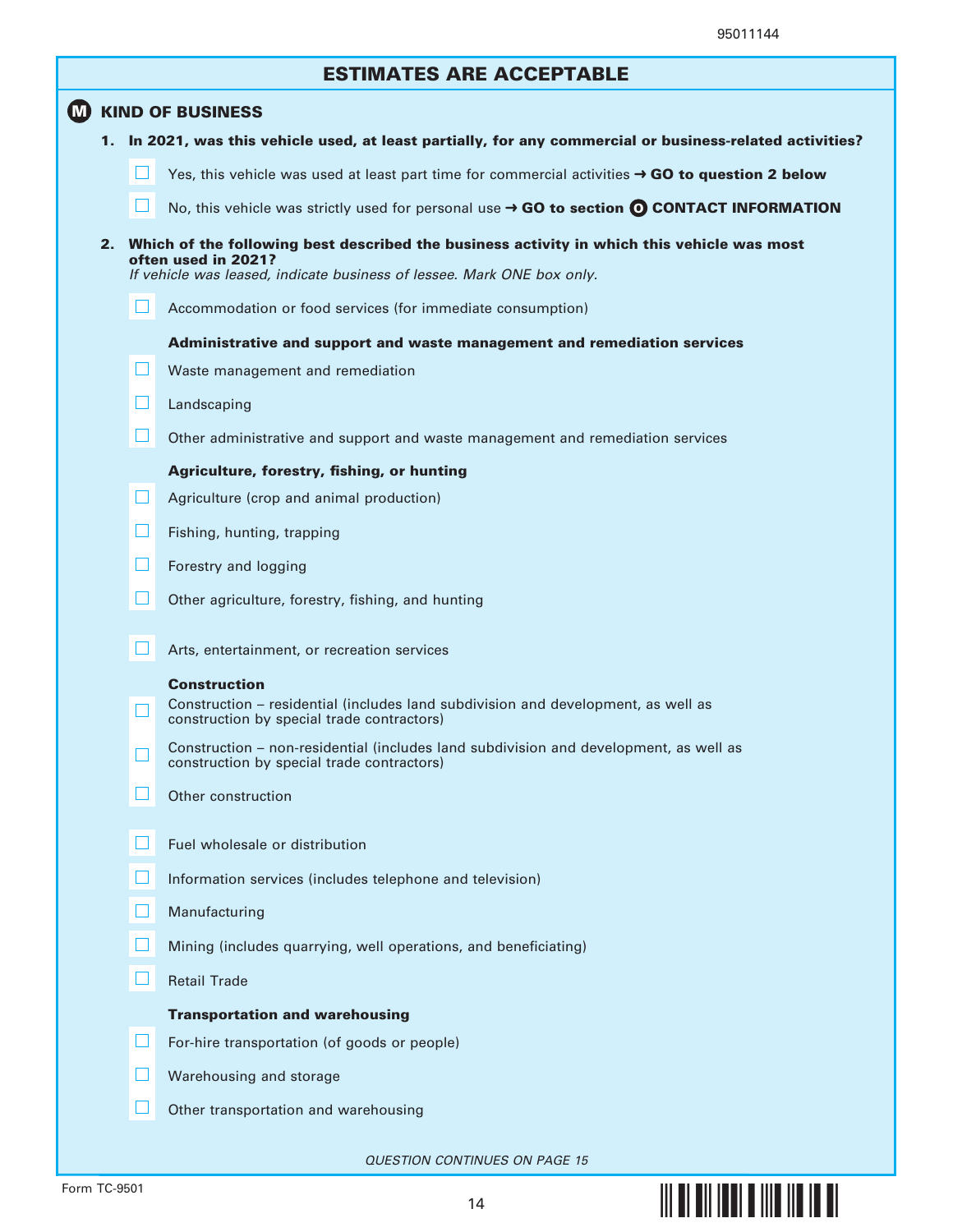## ESTIMATES ARE ACCEPTABLE

### Ⓜ KIND OF BUSINESS

**1. In 2021, was this vehicle used, at least partially, for any commercial or business-related activities?**

- ☐ Yes, this vehicle was used at least part time for commercial activities → **GO to question 2 below**
- ☐ No, this vehicle was strictly used for personal use → **GO to section Ⓞ CONTACT INFORMATION**

**2. Which of the following best described the business activity in which this vehicle was most often used in 2021?**
*If vehicle was leased, indicate business of lessee. Mark ONE box only.*

- ☐ Accommodation or food services (for immediate consumption)

**Administrative and support and waste management and remediation services**

- ☐ Waste management and remediation
- ☐ Landscaping
- ☐ Other administrative and support and waste management and remediation services

**Agriculture, forestry, fishing, or hunting**

- ☐ Agriculture (crop and animal production)
- ☐ Fishing, hunting, trapping
- ☐ Forestry and logging
- ☐ Other agriculture, forestry, fishing, and hunting

- ☐ Arts, entertainment, or recreation services

**Construction**

- ☐ Construction – residential (includes land subdivision and development, as well as construction by special trade contractors)
- ☐ Construction – non-residential (includes land subdivision and development, as well as construction by special trade contractors)
- ☐ Other construction

- ☐ Fuel wholesale or distribution
- ☐ Information services (includes telephone and television)
- ☐ Manufacturing
- ☐ Mining (includes quarrying, well operations, and beneficiating)
- ☐ Retail Trade

**Transportation and warehousing**

- ☐ For-hire transportation (of goods or people)
- ☐ Warehousing and storage
- ☐ Other transportation and warehousing

*QUESTION CONTINUES ON PAGE 15*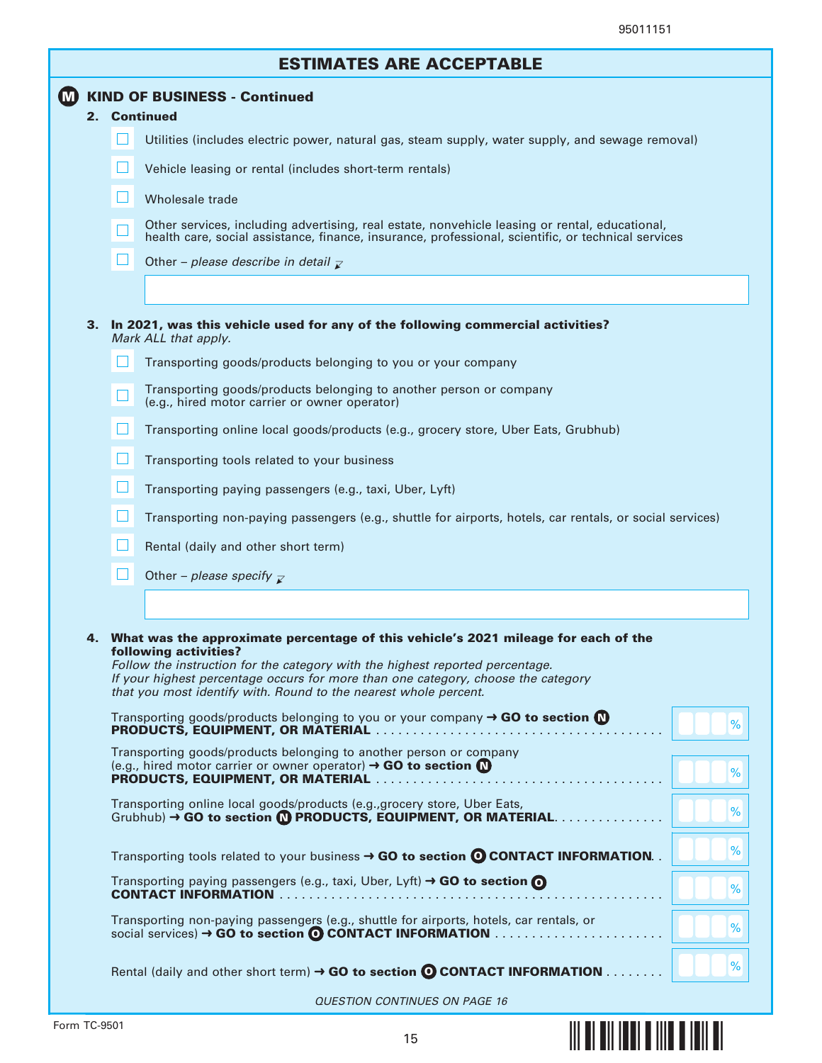## ESTIMATES ARE ACCEPTABLE

### M KIND OF BUSINESS - Continued

**2. Continued**

- ☐ Utilities (includes electric power, natural gas, steam supply, water supply, and sewage removal)
- ☐ Vehicle leasing or rental (includes short-term rentals)
- ☐ Wholesale trade
- ☐ Other services, including advertising, real estate, nonvehicle leasing or rental, educational, health care, social assistance, finance, insurance, professional, scientific, or technical services
- ☐ Other – *please describe in detail*

**3. In 2021, was this vehicle used for any of the following commercial activities?**
*Mark ALL that apply.*

- ☐ Transporting goods/products belonging to you or your company
- ☐ Transporting goods/products belonging to another person or company (e.g., hired motor carrier or owner operator)
- ☐ Transporting online local goods/products (e.g., grocery store, Uber Eats, Grubhub)
- ☐ Transporting tools related to your business
- ☐ Transporting paying passengers (e.g., taxi, Uber, Lyft)
- ☐ Transporting non-paying passengers (e.g., shuttle for airports, hotels, car rentals, or social services)
- ☐ Rental (daily and other short term)
- ☐ Other – *please specify*

**4. What was the approximate percentage of this vehicle's 2021 mileage for each of the following activities?**
*Follow the instruction for the category with the highest reported percentage. If your highest percentage occurs for more than one category, choose the category that you most identify with. Round to the nearest whole percent.*

| Activity | Percent |
|---|---|
| Transporting goods/products belonging to you or your company → **GO to section N PRODUCTS, EQUIPMENT, OR MATERIAL** | % |
| Transporting goods/products belonging to another person or company (e.g., hired motor carrier or owner operator) → **GO to section N PRODUCTS, EQUIPMENT, OR MATERIAL** | % |
| Transporting online local goods/products (e.g.,grocery store, Uber Eats, Grubhub) → **GO to section N PRODUCTS, EQUIPMENT, OR MATERIAL** | % |
| Transporting tools related to your business → **GO to section O CONTACT INFORMATION** | % |
| Transporting paying passengers (e.g., taxi, Uber, Lyft) → **GO to section O CONTACT INFORMATION** | % |
| Transporting non-paying passengers (e.g., shuttle for airports, hotels, car rentals, or social services) → **GO to section O CONTACT INFORMATION** | % |
| Rental (daily and other short term) → **GO to section O CONTACT INFORMATION** | % |

*QUESTION CONTINUES ON PAGE 16*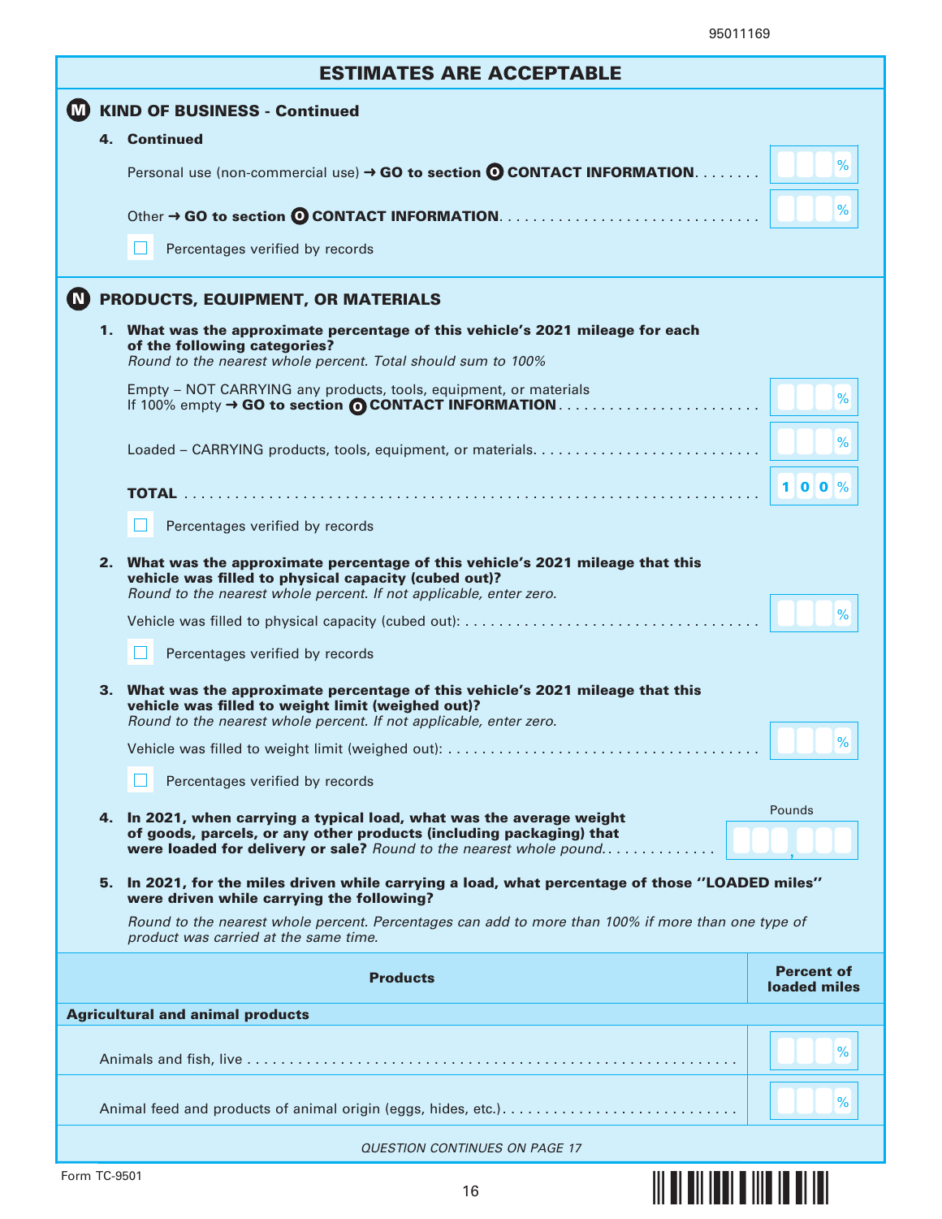95011169

## ESTIMATES ARE ACCEPTABLE

### M KIND OF BUSINESS - Continued

**4. Continued**

Personal use (non-commercial use) → **GO to section O CONTACT INFORMATION** . . . . . . . . ___ %

Other → **GO to section O CONTACT INFORMATION** . . . . . . . . . . . . . . . . . . . . . . . . . . . . . . ___ %

☐ Percentages verified by records

### N PRODUCTS, EQUIPMENT, OR MATERIALS

**1. What was the approximate percentage of this vehicle's 2021 mileage for each of the following categories?**
*Round to the nearest whole percent. Total should sum to 100%*

Empty – NOT CARRYING any products, tools, equipment, or materials
If 100% empty → **GO to section O CONTACT INFORMATION** . . . . . . . . . . . . . . . . . . . . . . . . ___ %

Loaded – CARRYING products, tools, equipment, or materials. . . . . . . . . . . . . . . . . . . . . . . . . . ___ %

**TOTAL** . . . . . . . . . . . . . . . . . . . . . . . . . . . . . . . . . . . . . . . . . . . . . . . . . . . . . . . . . . . . . . . . . . . 100 %

☐ Percentages verified by records

**2. What was the approximate percentage of this vehicle's 2021 mileage that this vehicle was filled to physical capacity (cubed out)?**
*Round to the nearest whole percent. If not applicable, enter zero.*

Vehicle was filled to physical capacity (cubed out): . . . . . . . . . . . . . . . . . . . . . . . . . . . . . . . . . . ___ %

☐ Percentages verified by records

**3. What was the approximate percentage of this vehicle's 2021 mileage that this vehicle was filled to weight limit (weighed out)?**
*Round to the nearest whole percent. If not applicable, enter zero.*

Vehicle was filled to weight limit (weighed out): . . . . . . . . . . . . . . . . . . . . . . . . . . . . . . . . . . . . ___ %

☐ Percentages verified by records

**4. In 2021, when carrying a typical load, what was the average weight of goods, parcels, or any other products (including packaging) that were loaded for delivery or sale?** *Round to the nearest whole pound.* . . . . . . . . . . . . . Pounds ___,___

**5. In 2021, for the miles driven while carrying a load, what percentage of those "LOADED miles" were driven while carrying the following?**

*Round to the nearest whole percent. Percentages can add to more than 100% if more than one type of product was carried at the same time.*

| Products | Percent of loaded miles |
|---|---|
| **Agricultural and animal products** | |
| Animals and fish, live . . . . . . . . . . . . . . . . . . . . . . . . . . . . . . . . . . . . . . . . . . . . . . . . . . . . . . . . . . . | ___ % |
| Animal feed and products of animal origin (eggs, hides, etc.). . . . . . . . . . . . . . . . . . . . . . . . . . . . | ___ % |

*QUESTION CONTINUES ON PAGE 17*

Form TC-9501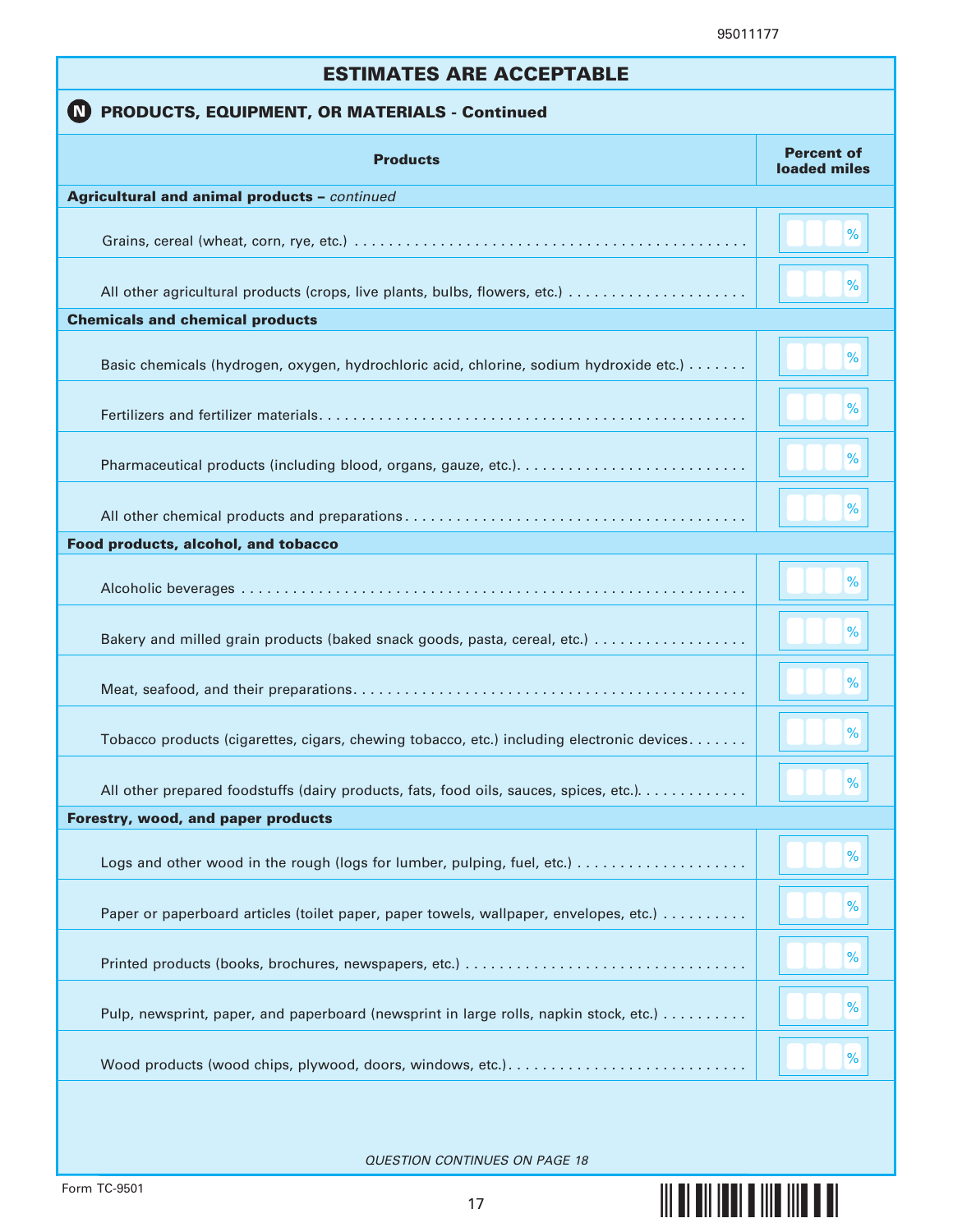## ESTIMATES ARE ACCEPTABLE

### N PRODUCTS, EQUIPMENT, OR MATERIALS - Continued

| Products | Percent of loaded miles |
|---|---|
| **Agricultural and animal products –** *continued* | |
| Grains, cereal (wheat, corn, rye, etc.) | % |
| All other agricultural products (crops, live plants, bulbs, flowers, etc.) | % |
| **Chemicals and chemical products** | |
| Basic chemicals (hydrogen, oxygen, hydrochloric acid, chlorine, sodium hydroxide etc.) | % |
| Fertilizers and fertilizer materials | % |
| Pharmaceutical products (including blood, organs, gauze, etc.) | % |
| All other chemical products and preparations | % |
| **Food products, alcohol, and tobacco** | |
| Alcoholic beverages | % |
| Bakery and milled grain products (baked snack goods, pasta, cereal, etc.) | % |
| Meat, seafood, and their preparations | % |
| Tobacco products (cigarettes, cigars, chewing tobacco, etc.) including electronic devices | % |
| All other prepared foodstuffs (dairy products, fats, food oils, sauces, spices, etc.) | % |
| **Forestry, wood, and paper products** | |
| Logs and other wood in the rough (logs for lumber, pulping, fuel, etc.) | % |
| Paper or paperboard articles (toilet paper, paper towels, wallpaper, envelopes, etc.) | % |
| Printed products (books, brochures, newspapers, etc.) | % |
| Pulp, newsprint, paper, and paperboard (newsprint in large rolls, napkin stock, etc.) | % |
| Wood products (wood chips, plywood, doors, windows, etc.) | % |

*QUESTION CONTINUES ON PAGE 18*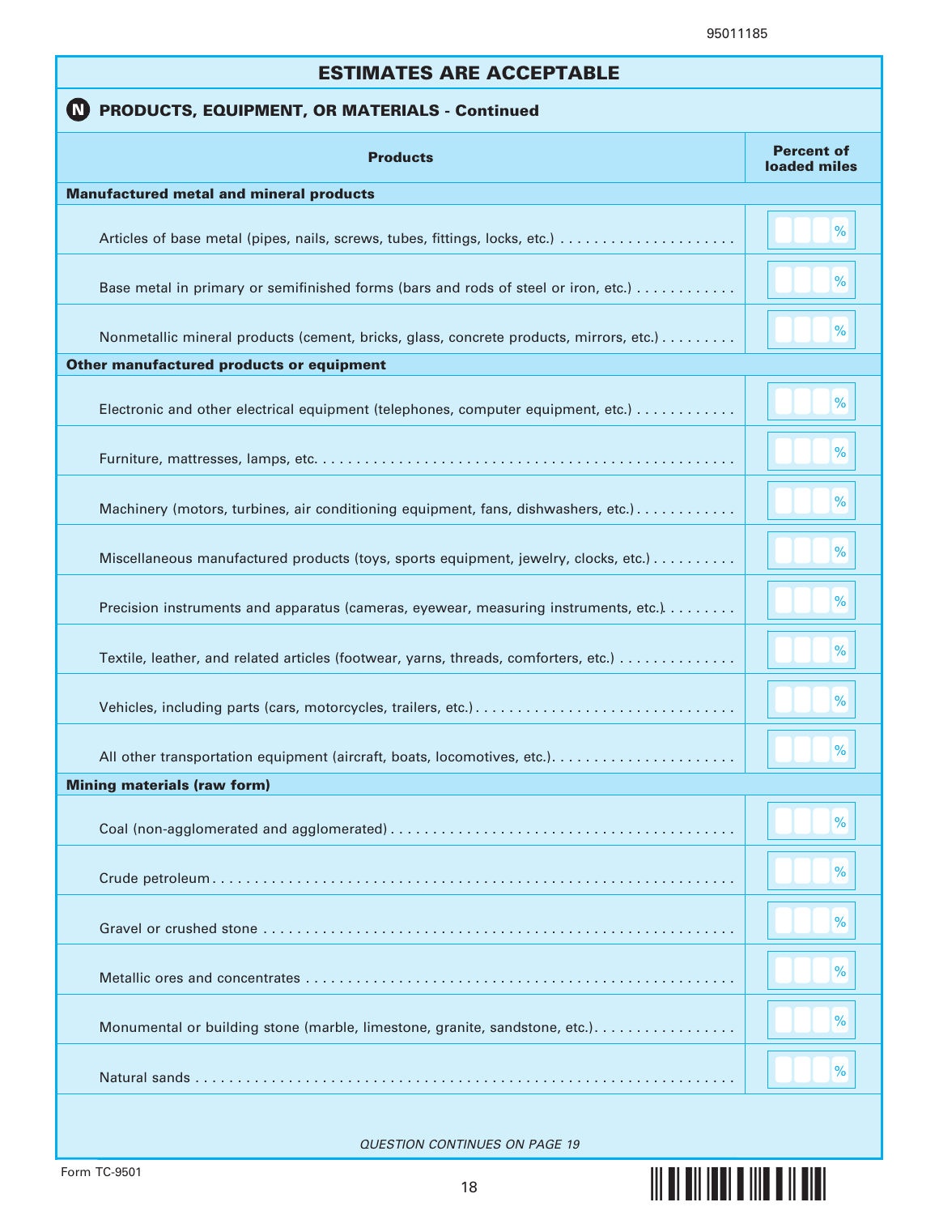## ESTIMATES ARE ACCEPTABLE

### N PRODUCTS, EQUIPMENT, OR MATERIALS - Continued

| Products | Percent of loaded miles |
|---|---|
| **Manufactured metal and mineral products** | |
| Articles of base metal (pipes, nails, screws, tubes, fittings, locks, etc.) | % |
| Base metal in primary or semifinished forms (bars and rods of steel or iron, etc.) | % |
| Nonmetallic mineral products (cement, bricks, glass, concrete products, mirrors, etc.) | % |
| **Other manufactured products or equipment** | |
| Electronic and other electrical equipment (telephones, computer equipment, etc.) | % |
| Furniture, mattresses, lamps, etc. | % |
| Machinery (motors, turbines, air conditioning equipment, fans, dishwashers, etc.) | % |
| Miscellaneous manufactured products (toys, sports equipment, jewelry, clocks, etc.) | % |
| Precision instruments and apparatus (cameras, eyewear, measuring instruments, etc.) | % |
| Textile, leather, and related articles (footwear, yarns, threads, comforters, etc.) | % |
| Vehicles, including parts (cars, motorcycles, trailers, etc.) | % |
| All other transportation equipment (aircraft, boats, locomotives, etc.) | % |
| **Mining materials (raw form)** | |
| Coal (non-agglomerated and agglomerated) | % |
| Crude petroleum | % |
| Gravel or crushed stone | % |
| Metallic ores and concentrates | % |
| Monumental or building stone (marble, limestone, granite, sandstone, etc.) | % |
| Natural sands | % |

*QUESTION CONTINUES ON PAGE 19*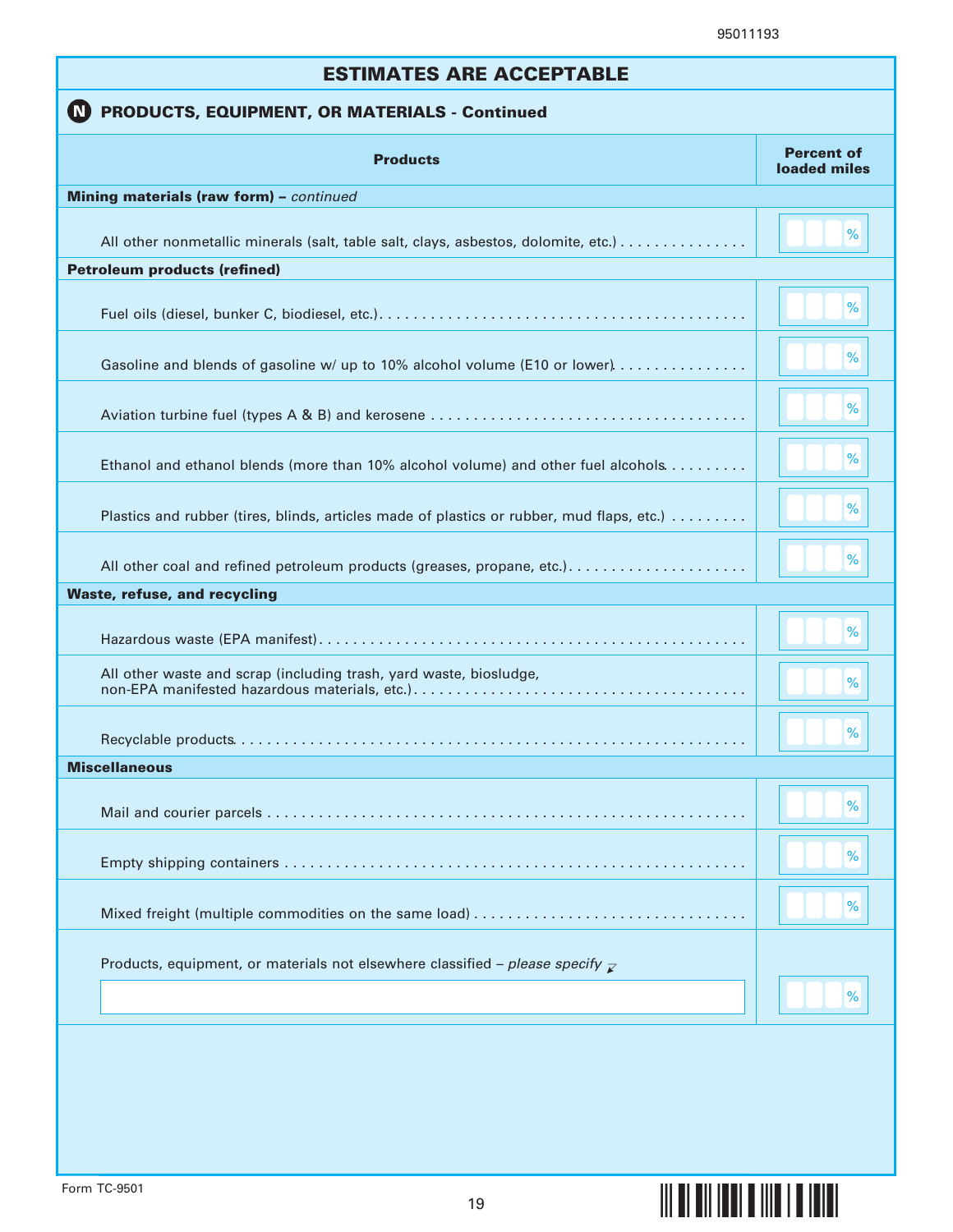## ESTIMATES ARE ACCEPTABLE

### N PRODUCTS, EQUIPMENT, OR MATERIALS - Continued

| Products | Percent of loaded miles |
|---|---|
| **Mining materials (raw form) –** *continued* | |
| All other nonmetallic minerals (salt, table salt, clays, asbestos, dolomite, etc.) | % |
| **Petroleum products (refined)** | |
| Fuel oils (diesel, bunker C, biodiesel, etc.) | % |
| Gasoline and blends of gasoline w/ up to 10% alcohol volume (E10 or lower) | % |
| Aviation turbine fuel (types A & B) and kerosene | % |
| Ethanol and ethanol blends (more than 10% alcohol volume) and other fuel alcohols | % |
| Plastics and rubber (tires, blinds, articles made of plastics or rubber, mud flaps, etc.) | % |
| All other coal and refined petroleum products (greases, propane, etc.) | % |
| **Waste, refuse, and recycling** | |
| Hazardous waste (EPA manifest) | % |
| All other waste and scrap (including trash, yard waste, biosludge, non-EPA manifested hazardous materials, etc.) | % |
| Recyclable products | % |
| **Miscellaneous** | |
| Mail and courier parcels | % |
| Empty shipping containers | % |
| Mixed freight (multiple commodities on the same load) | % |
| Products, equipment, or materials not elsewhere classified – *please specify* | % |

Form TC-9501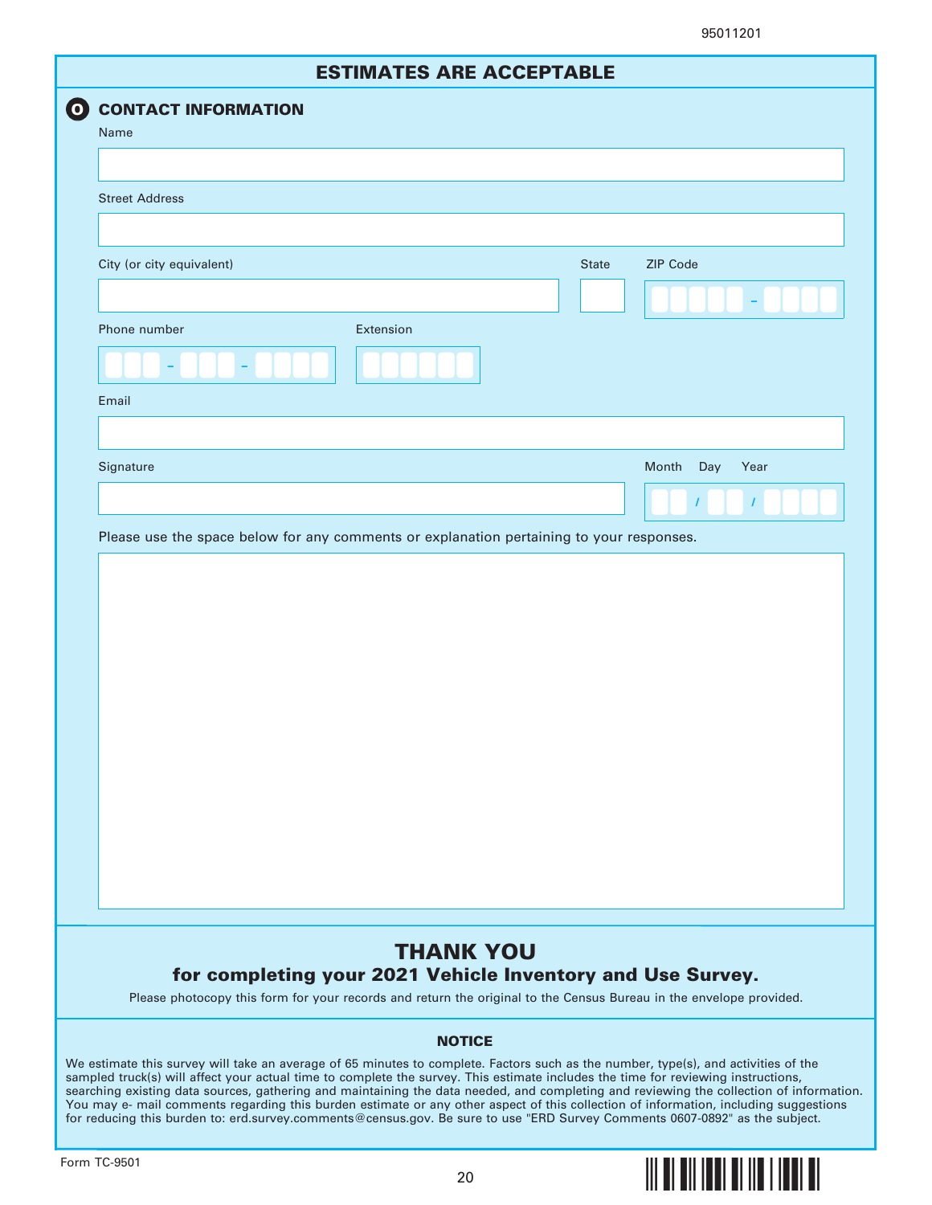95011201

## ESTIMATES ARE ACCEPTABLE

### O CONTACT INFORMATION

Name

Street Address

City (or city equivalent)

State

ZIP Code

\_ \_ \_ \_ \_ - \_ \_ \_ \_

Phone number

\_ \_ \_ - \_ \_ \_ - \_ \_ \_ \_

Extension

Email

Signature

Month Day Year

\_ \_ / \_ \_ / \_ \_ \_ \_

Please use the space below for any comments or explanation pertaining to your responses.

## THANK YOU

### for completing your 2021 Vehicle Inventory and Use Survey.

Please photocopy this form for your records and return the original to the Census Bureau in the envelope provided.

### NOTICE

We estimate this survey will take an average of 65 minutes to complete. Factors such as the number, type(s), and activities of the sampled truck(s) will affect your actual time to complete the survey. This estimate includes the time for reviewing instructions, searching existing data sources, gathering and maintaining the data needed, and completing and reviewing the collection of information. You may e- mail comments regarding this burden estimate or any other aspect of this collection of information, including suggestions for reducing this burden to: erd.survey.comments@census.gov. Be sure to use "ERD Survey Comments 0607-0892" as the subject.

Form TC-9501